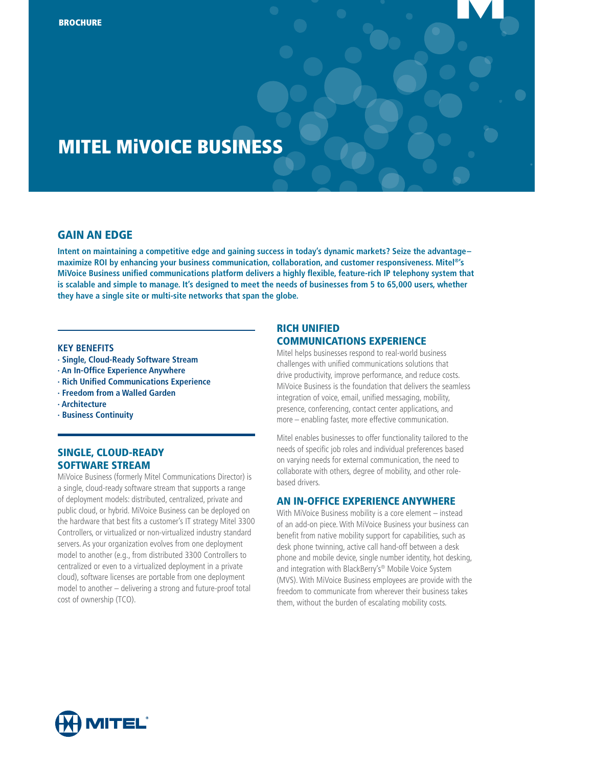BROCHURE

# MITEL MiVOICE BUSINESS

## GAIN AN EDGE

**Intent on maintaining a competitive edge and gaining success in today's dynamic markets? Seize the advantage– maximize ROI by enhancing your business communication, collaboration, and customer responsiveness. Mitel®'s MiVoice Business unified communications platform delivers a highly flexible, feature-rich IP telephony system that is scalable and simple to manage. It's designed to meet the needs of businesses from 5 to 65,000 users, whether they have a single site or multi-site networks that span the globe.**

### KEY BENEFITS

- **Single, Cloud-Ready Software Stream**
- **An In-Office Experience Anywhere**
- **Rich Unified Communications Experience**
- **Freedom from a Walled Garden**
- **Architecture**
- **Business Continuity**

## SINGLE, CLOUD-READY SOFTWARE STREAM

MiVoice Business (formerly Mitel Communications Director) is a single, cloud-ready software stream that supports a range of deployment models: distributed, centralized, private and public cloud, or hybrid. MiVoice Business can be deployed on the hardware that best fits a customer's IT strategy Mitel 3300 Controllers, or virtualized or non-virtualized industry standard servers. As your organization evolves from one deployment model to another (e.g., from distributed 3300 Controllers to centralized or even to a virtualized deployment in a private cloud), software licenses are portable from one deployment model to another – delivering a strong and future-proof total cost of ownership (TCO).

## RICH UNIFIED COMMUNICATIONS EXPERIENCE

Mitel helps businesses respond to real-world business challenges with unified communications solutions that drive productivity, improve performance, and reduce costs. MiVoice Business is the foundation that delivers the seamless integration of voice, email, unified messaging, mobility, presence, conferencing, contact center applications, and more – enabling faster, more effective communication.

Mitel enables businesses to offer functionality tailored to the needs of specific job roles and individual preferences based on varying needs for external communication, the need to collaborate with others, degree of mobility, and other role-based drivers.

## AN IN-OFFICE EXPERIENCE ANYWHERE

With MiVoice Business mobility is a core element – instead of an add-on piece. With MiVoice Business your business can benefit from native mobility support for capabilities, such as desk phone twinning, active call hand-off between a desk phone and mobile device, single number identity, hot desking, and integration with BlackBerry's® Mobile Voice System (MVS). With MiVoice Business employees are provide with the freedom to communicate from wherever their business takes them, without the burden of escalating mobility costs.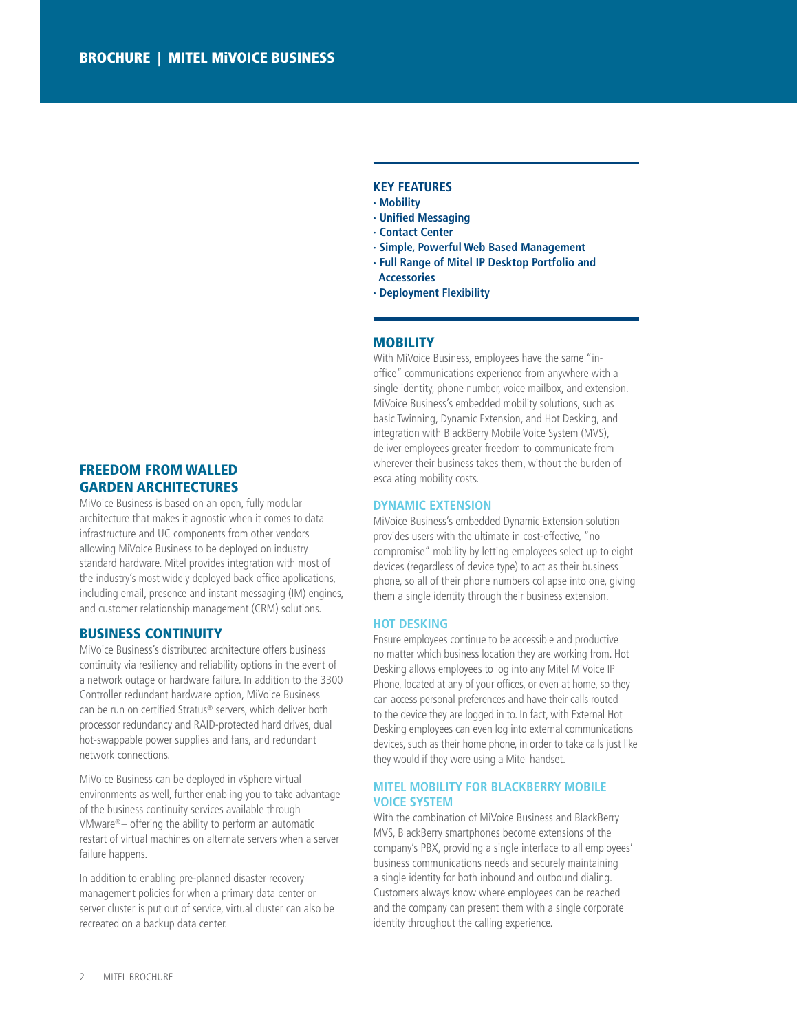## KEY FEATURES

- Mobility
- Unified Messaging
- Contact Center
- Simple, Powerful Web Based Management
- Full Range of Mitel IP Desktop Portfolio and Accessories
- Deployment Flexibility

## FREEDOM FROM WALLED GARDEN ARCHITECTURES

MiVoice Business is based on an open, fully modular architecture that makes it agnostic when it comes to data infrastructure and UC components from other vendors allowing MiVoice Business to be deployed on industry standard hardware. Mitel provides integration with most of the industry's most widely deployed back office applications, including email, presence and instant messaging (IM) engines, and customer relationship management (CRM) solutions.

## BUSINESS CONTINUITY

MiVoice Business's distributed architecture offers business continuity via resiliency and reliability options in the event of a network outage or hardware failure. In addition to the 3300 Controller redundant hardware option, MiVoice Business can be run on certified Stratus® servers, which deliver both processor redundancy and RAID-protected hard drives, dual hot-swappable power supplies and fans, and redundant network connections.

MiVoice Business can be deployed in vSphere virtual environments as well, further enabling you to take advantage of the business continuity services available through VMware® – offering the ability to perform an automatic restart of virtual machines on alternate servers when a server failure happens.

In addition to enabling pre-planned disaster recovery management policies for when a primary data center or server cluster is put out of service, virtual cluster can also be recreated on a backup data center.

## MOBILITY

With MiVoice Business, employees have the same "in-office" communications experience from anywhere with a single identity, phone number, voice mailbox, and extension. MiVoice Business's embedded mobility solutions, such as basic Twinning, Dynamic Extension, and Hot Desking, and integration with BlackBerry Mobile Voice System (MVS), deliver employees greater freedom to communicate from wherever their business takes them, without the burden of escalating mobility costs.

### DYNAMIC EXTENSION

MiVoice Business's embedded Dynamic Extension solution provides users with the ultimate in cost-effective, "no compromise" mobility by letting employees select up to eight devices (regardless of device type) to act as their business phone, so all of their phone numbers collapse into one, giving them a single identity through their business extension.

### HOT DESKING

Ensure employees continue to be accessible and productive no matter which business location they are working from. Hot Desking allows employees to log into any Mitel MiVoice IP Phone, located at any of your offices, or even at home, so they can access personal preferences and have their calls routed to the device they are logged in to. In fact, with External Hot Desking employees can even log into external communications devices, such as their home phone, in order to take calls just like they would if they were using a Mitel handset.

### MITEL MOBILITY FOR BLACKBERRY MOBILE VOICE SYSTEM

With the combination of MiVoice Business and BlackBerry MVS, BlackBerry smartphones become extensions of the company's PBX, providing a single interface to all employees' business communications needs and securely maintaining a single identity for both inbound and outbound dialing. Customers always know where employees can be reached and the company can present them with a single corporate identity throughout the calling experience.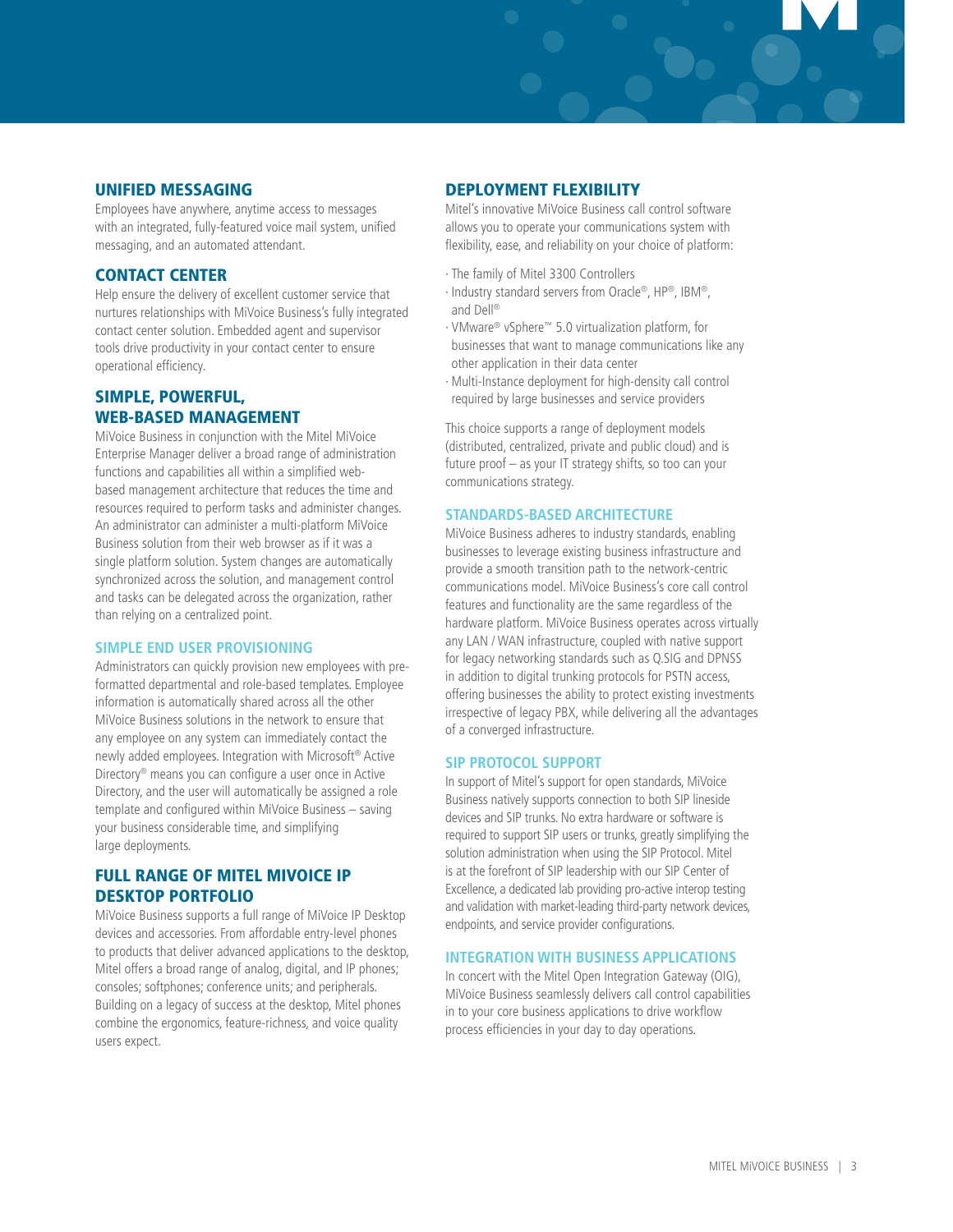## UNIFIED MESSAGING

Employees have anywhere, anytime access to messages with an integrated, fully-featured voice mail system, unified messaging, and an automated attendant.

## CONTACT CENTER

Help ensure the delivery of excellent customer service that nurtures relationships with MiVoice Business's fully integrated contact center solution. Embedded agent and supervisor tools drive productivity in your contact center to ensure operational efficiency.

## SIMPLE, POWERFUL, WEB-BASED MANAGEMENT

MiVoice Business in conjunction with the Mitel MiVoice Enterprise Manager deliver a broad range of administration functions and capabilities all within a simplified web-based management architecture that reduces the time and resources required to perform tasks and administer changes. An administrator can administer a multi-platform MiVoice Business solution from their web browser as if it was a single platform solution. System changes are automatically synchronized across the solution, and management control and tasks can be delegated across the organization, rather than relying on a centralized point.

### SIMPLE END USER PROVISIONING

Administrators can quickly provision new employees with pre-formatted departmental and role-based templates. Employee information is automatically shared across all the other MiVoice Business solutions in the network to ensure that any employee on any system can immediately contact the newly added employees. Integration with Microsoft® Active Directory® means you can configure a user once in Active Directory, and the user will automatically be assigned a role template and configured within MiVoice Business – saving your business considerable time, and simplifying large deployments.

## FULL RANGE OF MITEL MIVOICE IP DESKTOP PORTFOLIO

MiVoice Business supports a full range of MiVoice IP Desktop devices and accessories. From affordable entry-level phones to products that deliver advanced applications to the desktop, Mitel offers a broad range of analog, digital, and IP phones; consoles; softphones; conference units; and peripherals. Building on a legacy of success at the desktop, Mitel phones combine the ergonomics, feature-richness, and voice quality users expect.

## DEPLOYMENT FLEXIBILITY

Mitel's innovative MiVoice Business call control software allows you to operate your communications system with flexibility, ease, and reliability on your choice of platform:

- The family of Mitel 3300 Controllers
- Industry standard servers from Oracle®, HP®, IBM®, and Dell®
- VMware® vSphere™ 5.0 virtualization platform, for businesses that want to manage communications like any other application in their data center
- Multi-Instance deployment for high-density call control required by large businesses and service providers

This choice supports a range of deployment models (distributed, centralized, private and public cloud) and is future proof – as your IT strategy shifts, so too can your communications strategy.

### STANDARDS-BASED ARCHITECTURE

MiVoice Business adheres to industry standards, enabling businesses to leverage existing business infrastructure and provide a smooth transition path to the network-centric communications model. MiVoice Business's core call control features and functionality are the same regardless of the hardware platform. MiVoice Business operates across virtually any LAN / WAN infrastructure, coupled with native support for legacy networking standards such as Q.SIG and DPNSS in addition to digital trunking protocols for PSTN access, offering businesses the ability to protect existing investments irrespective of legacy PBX, while delivering all the advantages of a converged infrastructure.

### SIP PROTOCOL SUPPORT

In support of Mitel's support for open standards, MiVoice Business natively supports connection to both SIP lineside devices and SIP trunks. No extra hardware or software is required to support SIP users or trunks, greatly simplifying the solution administration when using the SIP Protocol. Mitel is at the forefront of SIP leadership with our SIP Center of Excellence, a dedicated lab providing pro-active interop testing and validation with market-leading third-party network devices, endpoints, and service provider configurations.

### INTEGRATION WITH BUSINESS APPLICATIONS

In concert with the Mitel Open Integration Gateway (OIG), MiVoice Business seamlessly delivers call control capabilities in to your core business applications to drive workflow process efficiencies in your day to day operations.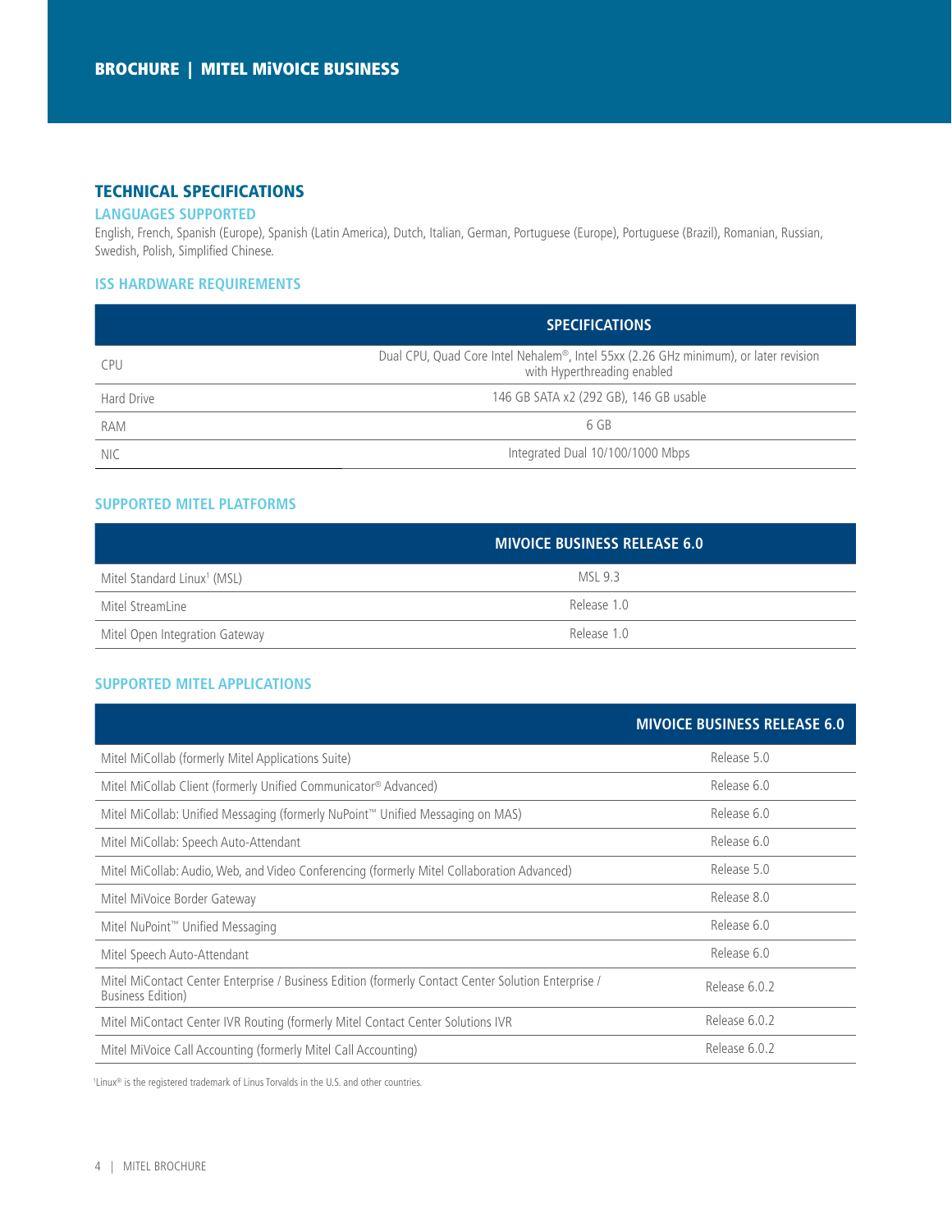## TECHNICAL SPECIFICATIONS

### LANGUAGES SUPPORTED

English, French, Spanish (Europe), Spanish (Latin America), Dutch, Italian, German, Portuguese (Europe), Portuguese (Brazil), Romanian, Russian, Swedish, Polish, Simplified Chinese.

### ISS HARDWARE REQUIREMENTS

| | SPECIFICATIONS |
|---|---|
| CPU | Dual CPU, Quad Core Intel Nehalem®, Intel 55xx (2.26 GHz minimum), or later revision with Hyperthreading enabled |
| Hard Drive | 146 GB SATA x2 (292 GB), 146 GB usable |
| RAM | 6 GB |
| NIC | Integrated Dual 10/100/1000 Mbps |

### SUPPORTED MITEL PLATFORMS

| | MIVOICE BUSINESS RELEASE 6.0 |
|---|---|
| Mitel Standard Linux[1] (MSL) | MSL 9.3 |
| Mitel StreamLine | Release 1.0 |
| Mitel Open Integration Gateway | Release 1.0 |

### SUPPORTED MITEL APPLICATIONS

| | MIVOICE BUSINESS RELEASE 6.0 |
|---|---|
| Mitel MiCollab (formerly Mitel Applications Suite) | Release 5.0 |
| Mitel MiCollab Client (formerly Unified Communicator® Advanced) | Release 6.0 |
| Mitel MiCollab: Unified Messaging (formerly NuPoint™ Unified Messaging on MAS) | Release 6.0 |
| Mitel MiCollab: Speech Auto-Attendant | Release 6.0 |
| Mitel MiCollab: Audio, Web, and Video Conferencing (formerly Mitel Collaboration Advanced) | Release 5.0 |
| Mitel MiVoice Border Gateway | Release 8.0 |
| Mitel NuPoint™ Unified Messaging | Release 6.0 |
| Mitel Speech Auto-Attendant | Release 6.0 |
| Mitel MiContact Center Enterprise / Business Edition (formerly Contact Center Solution Enterprise / Business Edition) | Release 6.0.2 |
| Mitel MiContact Center IVR Routing (formerly Mitel Contact Center Solutions IVR | Release 6.0.2 |
| Mitel MiVoice Call Accounting (formerly Mitel Call Accounting) | Release 6.0.2 |

[1]Linux® is the registered trademark of Linus Torvalds in the U.S. and other countries.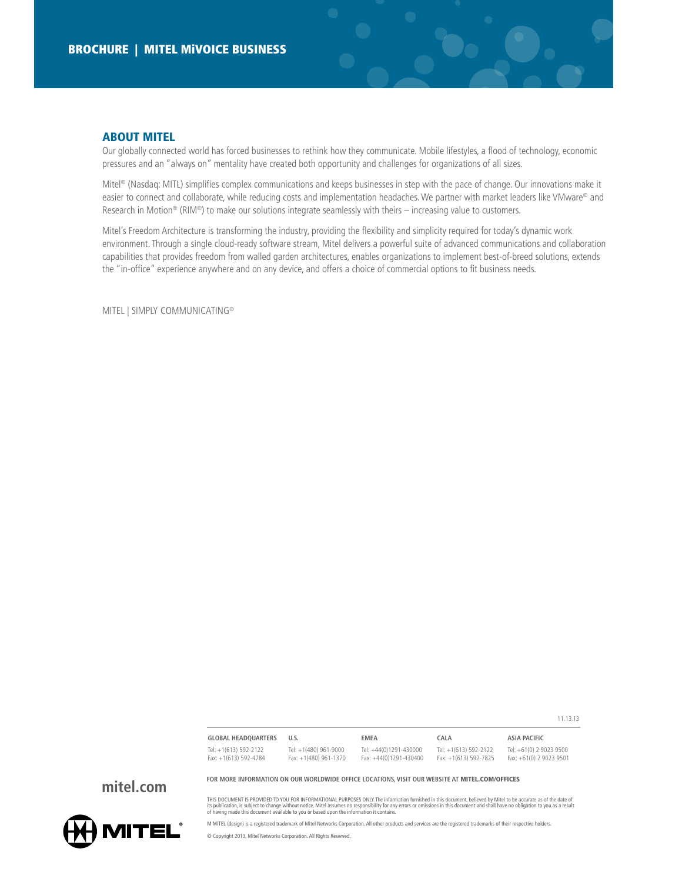## ABOUT MITEL

Our globally connected world has forced businesses to rethink how they communicate. Mobile lifestyles, a flood of technology, economic pressures and an "always on" mentality have created both opportunity and challenges for organizations of all sizes.

Mitel® (Nasdaq: MITL) simplifies complex communications and keeps businesses in step with the pace of change. Our innovations make it easier to connect and collaborate, while reducing costs and implementation headaches. We partner with market leaders like VMware® and Research in Motion® (RIM®) to make our solutions integrate seamlessly with theirs – increasing value to customers.

Mitel's Freedom Architecture is transforming the industry, providing the flexibility and simplicity required for today's dynamic work environment. Through a single cloud-ready software stream, Mitel delivers a powerful suite of advanced communications and collaboration capabilities that provides freedom from walled garden architectures, enables organizations to implement best-of-breed solutions, extends the "in-office" experience anywhere and on any device, and offers a choice of commercial options to fit business needs.

MITEL | SIMPLY COMMUNICATING®

11.13.13

| GLOBAL HEADQUARTERS | U.S. | EMEA | CALA | ASIA PACIFIC |
|---|---|---|---|---|
| Tel: +1(613) 592-2122 | Tel: +1(480) 961-9000 | Tel: +44(0)1291-430000 | Tel: +1(613) 592-2122 | Tel: +61(0) 2 9023 9500 |
| Fax: +1(613) 592-4784 | Fax: +1(480) 961-1370 | Fax: +44(0)1291-430400 | Fax: +1(613) 592-7825 | Fax: +61(0) 2 9023 9501 |

**mitel.com**

FOR MORE INFORMATION ON OUR WORLDWIDE OFFICE LOCATIONS, VISIT OUR WEBSITE AT **MITEL.COM/OFFICES**

THIS DOCUMENT IS PROVIDED TO YOU FOR INFORMATIONAL PURPOSES ONLY. The information furnished in this document, believed by Mitel to be accurate as of the date of its publication, is subject to change without notice. Mitel assumes no responsibility for any errors or omissions in this document and shall have no obligation to you as a result of having made this document available to you or based upon the information it contains.

M MITEL (design) is a registered trademark of Mitel Networks Corporation. All other products and services are the registered trademarks of their respective holders.

© Copyright 2013, Mitel Networks Corporation. All Rights Reserved.